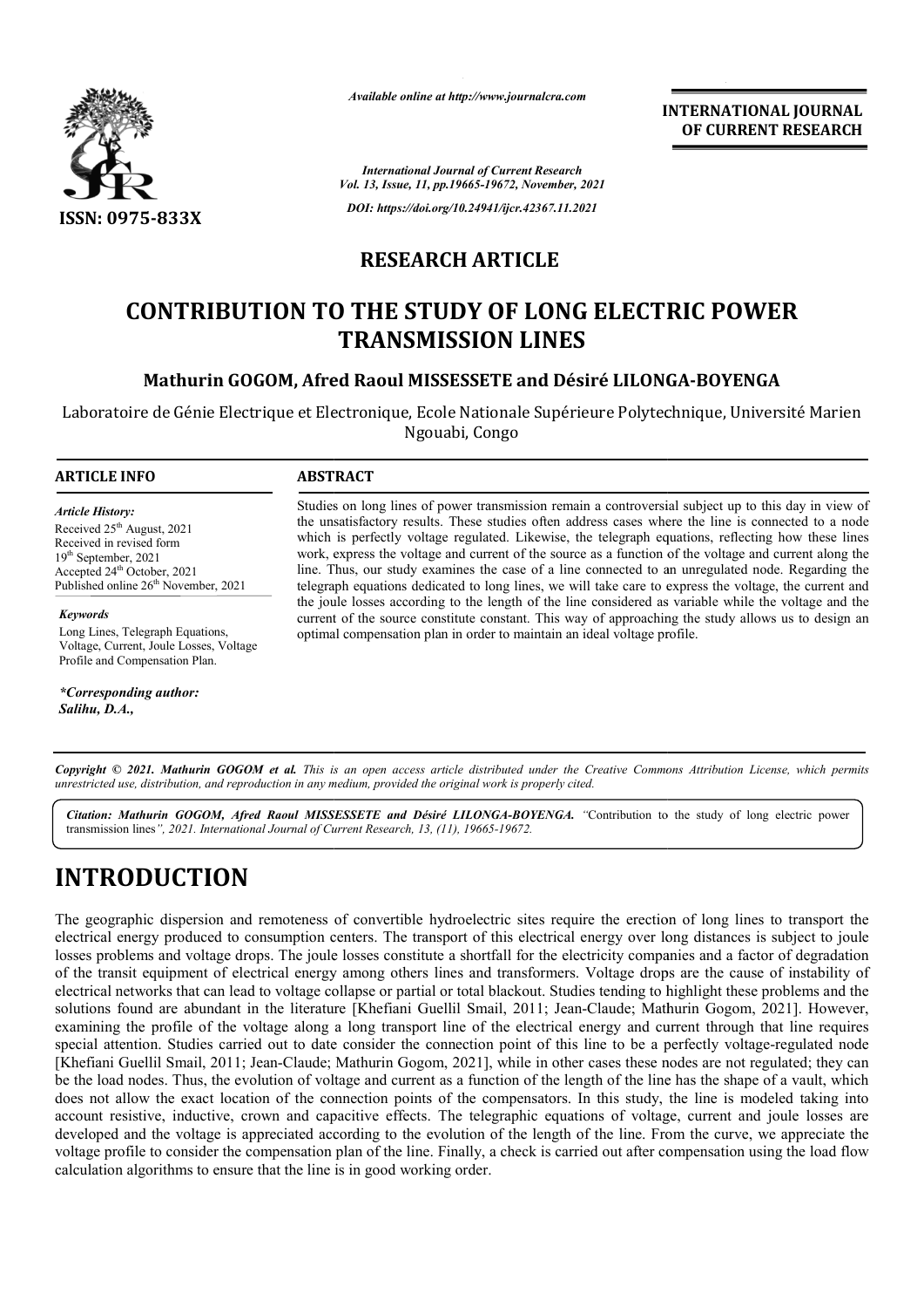*Available online at http://www.journalcra.com*

**INTERNATIONAL JOURNAL OF CURRENT RESEARCH**

*International Journal of Current Research*
*Vol. 13, Issue, 11, pp.19665-19672, November, 2021*

*DOI: https://doi.org/10.24941/ijcr.42367.11.2021*

ISSN: 0975-833X

## RESEARCH ARTICLE

# CONTRIBUTION TO THE STUDY OF LONG ELECTRIC POWER TRANSMISSION LINES

**Mathurin GOGOM, Afred Raoul MISSESSETE and Désiré LILONGA-BOYENGA**

Laboratoire de Génie Electrique et Electronique, Ecole Nationale Supérieure Polytechnique, Université Marien Ngouabi, Congo

### ARTICLE INFO

*Article History:*
Received 25th August, 2021
Received in revised form
19th September, 2021
Accepted 24th October, 2021
Published online 26th November, 2021

*Keywords*

Long Lines, Telegraph Equations, Voltage, Current, Joule Losses, Voltage Profile and Compensation Plan.

*\*Corresponding author:*
*Salihu, D.A.,*

### ABSTRACT

Studies on long lines of power transmission remain a controversial subject up to this day in view of the unsatisfactory results. These studies often address cases where the line is connected to a node which is perfectly voltage regulated. Likewise, the telegraph equations, reflecting how these lines work, express the voltage and current of the source as a function of the voltage and current along the line. Thus, our study examines the case of a line connected to an unregulated node. Regarding the telegraph equations dedicated to long lines, we will take care to express the voltage, the current and the joule losses according to the length of the line considered as variable while the voltage and the current of the source constitute constant. This way of approaching the study allows us to design an optimal compensation plan in order to maintain an ideal voltage profile.

*Copyright © 2021. Mathurin GOGOM et al. This is an open access article distributed under the Creative Commons Attribution License, which permits unrestricted use, distribution, and reproduction in any medium, provided the original work is properly cited.*

*Citation: Mathurin GOGOM, Afred Raoul MISSESSETE and Désiré LILONGA-BOYENGA.* "Contribution to the study of long electric power transmission lines*", 2021. International Journal of Current Research, 13, (11), 19665-19672.*

# INTRODUCTION

The geographic dispersion and remoteness of convertible hydroelectric sites require the erection of long lines to transport the electrical energy produced to consumption centers. The transport of this electrical energy over long distances is subject to joule losses problems and voltage drops. The joule losses constitute a shortfall for the electricity companies and a factor of degradation of the transit equipment of electrical energy among others lines and transformers. Voltage drops are the cause of instability of electrical networks that can lead to voltage collapse or partial or total blackout. Studies tending to highlight these problems and the solutions found are abundant in the literature [Khefiani Guellil Smail, 2011; Jean-Claude; Mathurin Gogom, 2021]. However, examining the profile of the voltage along a long transport line of the electrical energy and current through that line requires special attention. Studies carried out to date consider the connection point of this line to be a perfectly voltage-regulated node [Khefiani Guellil Smail, 2011; Jean-Claude; Mathurin Gogom, 2021], while in other cases these nodes are not regulated; they can be the load nodes. Thus, the evolution of voltage and current as a function of the length of the line has the shape of a vault, which does not allow the exact location of the connection points of the compensators. In this study, the line is modeled taking into account resistive, inductive, crown and capacitive effects. The telegraphic equations of voltage, current and joule losses are developed and the voltage is appreciated according to the evolution of the length of the line. From the curve, we appreciate the voltage profile to consider the compensation plan of the line. Finally, a check is carried out after compensation using the load flow calculation algorithms to ensure that the line is in good working order.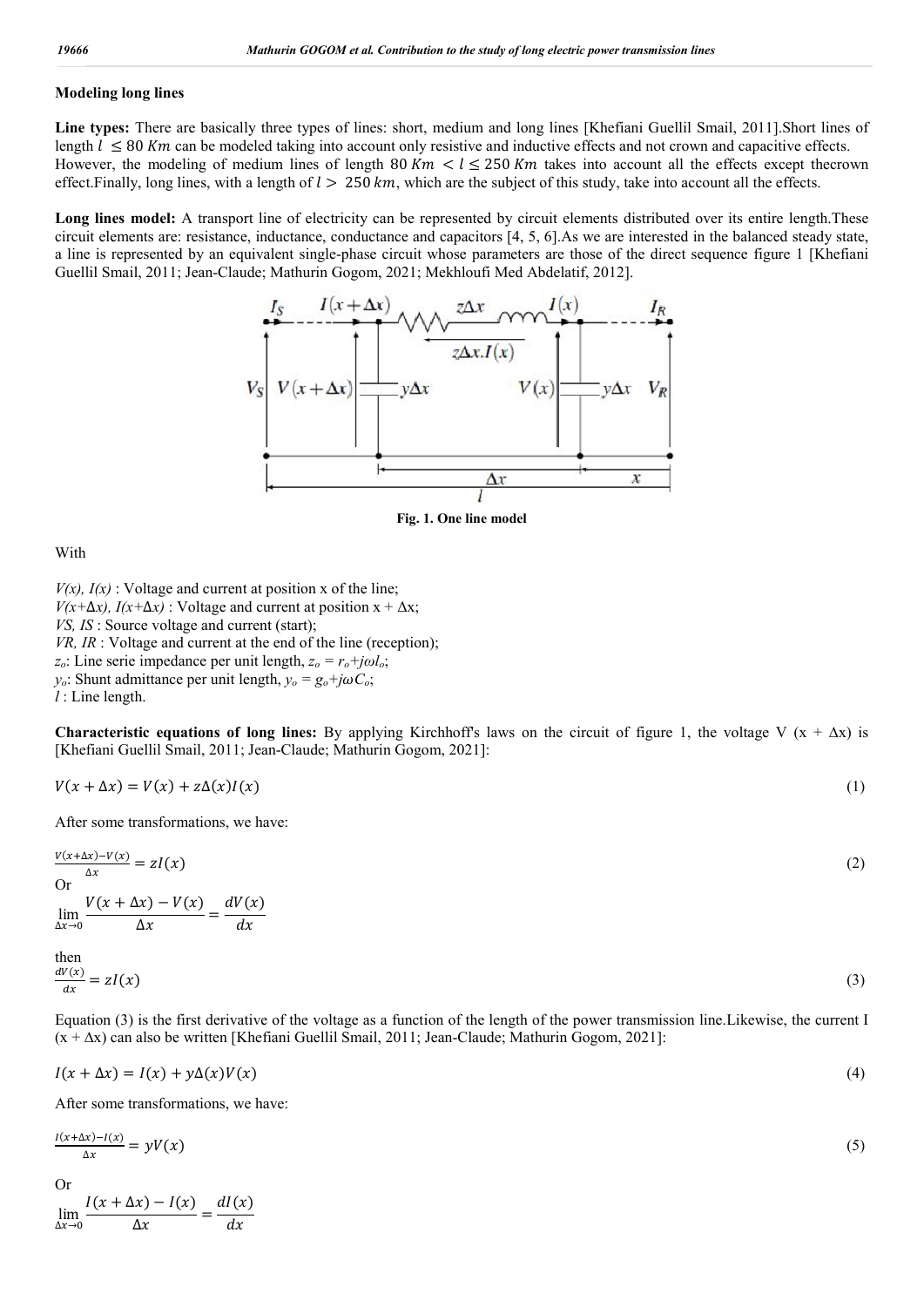## Modeling long lines

**Line types:** There are basically three types of lines: short, medium and long lines [Khefiani Guellil Smail, 2011].Short lines of length $l \leq 80\ Km$ can be modeled taking into account only resistive and inductive effects and not crown and capacitive effects. However, the modeling of medium lines of length $80\ Km < l \leq 250\ Km$ takes into account all the effects except thecrown effect.Finally, long lines, with a length of $l > 250\ km$, which are the subject of this study, take into account all the effects.

**Long lines model:** A transport line of electricity can be represented by circuit elements distributed over its entire length.These circuit elements are: resistance, inductance, conductance and capacitors [4, 5, 6].As we are interested in the balanced steady state, a line is represented by an equivalent single-phase circuit whose parameters are those of the direct sequence figure 1 [Khefiani Guellil Smail, 2011; Jean-Claude; Mathurin Gogom, 2021; Mekhloufi Med Abdelatif, 2012].

**Fig. 1. One line model**

With

$V(x)$, $I(x)$ : Voltage and current at position x of the line;
$V(x+\Delta x)$, $I(x+\Delta x)$ : Voltage and current at position x + Δx;
$VS$, $IS$ : Source voltage and current (start);
$VR$, $IR$ : Voltage and current at the end of the line (reception);
$z_o$: Line serie impedance per unit length, $z_o = r_o + j\omega l_o$;
$y_o$: Shunt admittance per unit length, $y_o = g_o + j\omega C_o$;
$l$ : Line length.

**Characteristic equations of long lines:** By applying Kirchhoff's laws on the circuit of figure 1, the voltage V (x + Δx) is [Khefiani Guellil Smail, 2011; Jean-Claude; Mathurin Gogom, 2021]:

$$V(x+\Delta x) = V(x) + z\Delta(x)I(x) \tag{1}$$

After some transformations, we have:

$$\frac{V(x+\Delta x) - V(x)}{\Delta x} = zI(x) \tag{2}$$

Or

$$\lim_{\Delta x \to 0} \frac{V(x+\Delta x) - V(x)}{\Delta x} = \frac{dV(x)}{dx}$$

then

$$\frac{dV(x)}{dx} = zI(x) \tag{3}$$

Equation (3) is the first derivative of the voltage as a function of the length of the power transmission line.Likewise, the current I (x + Δx) can also be written [Khefiani Guellil Smail, 2011; Jean-Claude; Mathurin Gogom, 2021]:

$$I(x+\Delta x) = I(x) + y\Delta(x)V(x) \tag{4}$$

After some transformations, we have:

$$\frac{I(x+\Delta x) - I(x)}{\Delta x} = yV(x) \tag{5}$$

Or

$$\lim_{\Delta x \to 0} \frac{I(x+\Delta x) - I(x)}{\Delta x} = \frac{dI(x)}{dx}$$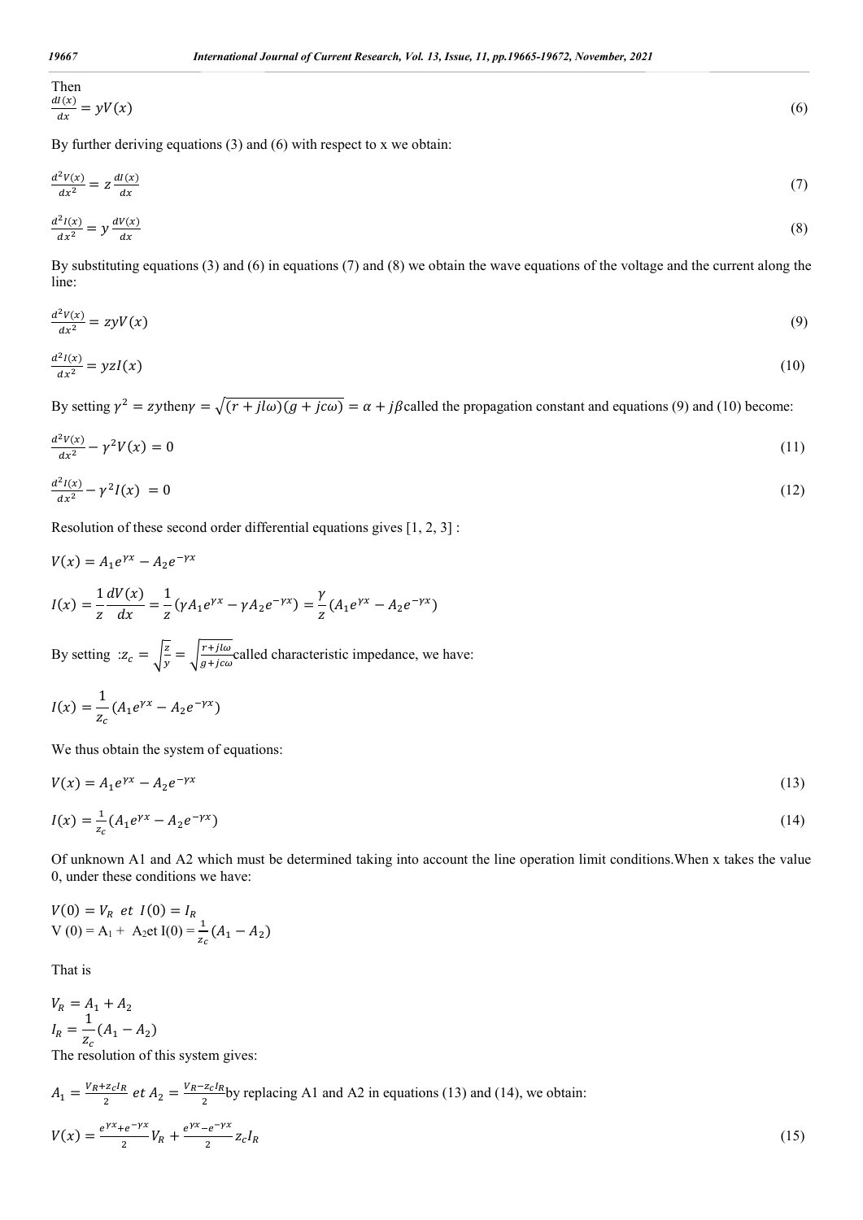Then

$$\frac{dI(x)}{dx} = yV(x) \tag{6}$$

By further deriving equations (3) and (6) with respect to x we obtain:

$$\frac{d^2V(x)}{dx^2} = z\frac{dI(x)}{dx} \tag{7}$$

$$\frac{d^2I(x)}{dx^2} = y\frac{dV(x)}{dx} \tag{8}$$

By substituting equations (3) and (6) in equations (7) and (8) we obtain the wave equations of the voltage and the current along the line:

$$\frac{d^2V(x)}{dx^2} = zyV(x) \tag{9}$$

$$\frac{d^2I(x)}{dx^2} = yzI(x) \tag{10}$$

By setting $\gamma^2 = zy$then$\gamma = \sqrt{(r+jl\omega)(g+jc\omega)} = \alpha + j\beta$called the propagation constant and equations (9) and (10) become:

$$\frac{d^2V(x)}{dx^2} - \gamma^2V(x) = 0 \tag{11}$$

$$\frac{d^2I(x)}{dx^2} - \gamma^2I(x) \ = 0 \tag{12}$$

Resolution of these second order differential equations gives [1, 2, 3] :

$$V(x) = A_1e^{\gamma x} - A_2e^{-\gamma x}$$

$$I(x) = \frac{1}{z}\frac{dV(x)}{dx} = \frac{1}{z}(\gamma A_1e^{\gamma x} - \gamma A_2e^{-\gamma x}) = \frac{\gamma}{z}(A_1e^{\gamma x} - A_2e^{-\gamma x})$$

By setting $:z_c = \sqrt{\frac{z}{y}} = \sqrt{\frac{r+jl\omega}{g+jc\omega}}$called characteristic impedance, we have:

$$I(x) = \frac{1}{z_c}(A_1e^{\gamma x} - A_2e^{-\gamma x})$$

We thus obtain the system of equations:

$$V(x) = A_1e^{\gamma x} - A_2e^{-\gamma x} \tag{13}$$

$$I(x) = \frac{1}{z_c}(A_1e^{\gamma x} - A_2e^{-\gamma x}) \tag{14}$$

Of unknown A1 and A2 which must be determined taking into account the line operation limit conditions.When x takes the value 0, under these conditions we have:

$V(0) = V_R \ et \ I(0) = I_R$
$V(0) = A_1 + A_2$et $I(0) = \frac{1}{z_c}(A_1 - A_2)$

That is

$$V_R = A_1 + A_2$$
$$I_R = \frac{1}{z_c}(A_1 - A_2)$$

The resolution of this system gives:

$A_1 = \frac{V_R + z_cI_R}{2} \ et \ A_2 = \frac{V_R - z_cI_R}{2}$by replacing A1 and A2 in equations (13) and (14), we obtain:

$$V(x) = \frac{e^{\gamma x} + e^{-\gamma x}}{2}V_R + \frac{e^{\gamma x} - e^{-\gamma x}}{2}z_cI_R \tag{15}$$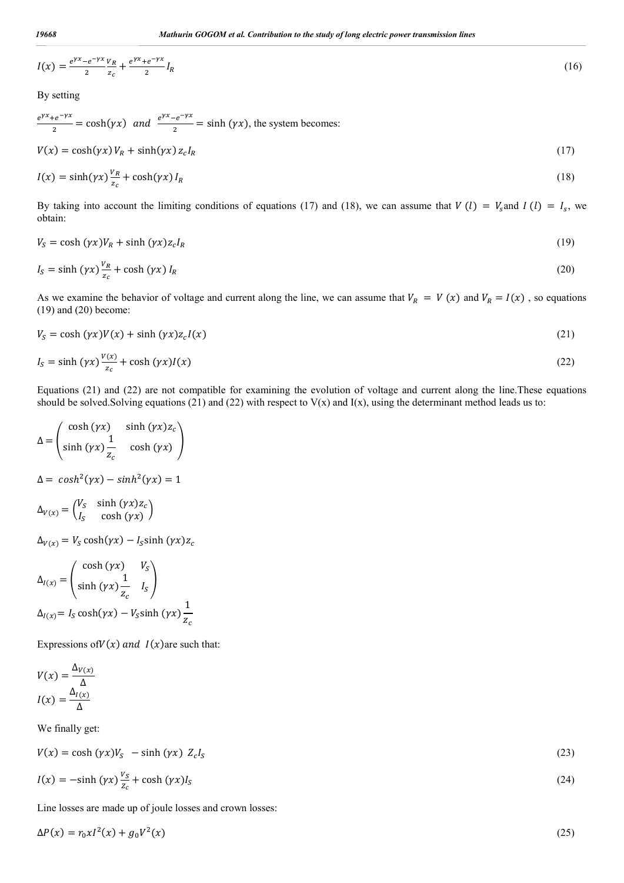$$I(x) = \frac{e^{\gamma x} - e^{-\gamma x}}{2} \frac{V_R}{z_c} + \frac{e^{\gamma x} + e^{-\gamma x}}{2} I_R \tag{16}$$

By setting

$\frac{e^{\gamma x} + e^{-\gamma x}}{2} = \cosh(\gamma x)$ *and* $\frac{e^{\gamma x} - e^{-\gamma x}}{2} = \sinh(\gamma x)$, the system becomes:

$$V(x) = \cosh(\gamma x) V_R + \sinh(\gamma x) z_c I_R \tag{17}$$

$$I(x) = \sinh(\gamma x) \frac{V_R}{z_c} + \cosh(\gamma x) I_R \tag{18}$$

By taking into account the limiting conditions of equations (17) and (18), we can assume that $V(l) = V_s$ and $I(l) = I_s$, we obtain:

$$V_S = \cosh(\gamma x) V_R + \sinh(\gamma x) z_c I_R \tag{19}$$

$$I_S = \sinh(\gamma x) \frac{V_R}{z_c} + \cosh(\gamma x) I_R \tag{20}$$

As we examine the behavior of voltage and current along the line, we can assume that $V_R = V(x)$ and $V_R = I(x)$ , so equations (19) and (20) become:

$$V_S = \cosh(\gamma x) V(x) + \sinh(\gamma x) z_c I(x) \tag{21}$$

$$I_S = \sinh(\gamma x) \frac{V(x)}{z_c} + \cosh(\gamma x) I(x) \tag{22}$$

Equations (21) and (22) are not compatible for examining the evolution of voltage and current along the line.These equations should be solved.Solving equations (21) and (22) with respect to V(x) and I(x), using the determinant method leads us to:

$$\Delta = \begin{pmatrix} \cosh(\gamma x) & \sinh(\gamma x) z_c \\ \sinh(\gamma x) \dfrac{1}{z_c} & \cosh(\gamma x) \end{pmatrix}$$

$$\Delta = \cosh^2(\gamma x) - \sinh^2(\gamma x) = 1$$

$$\Delta_{V(x)} = \begin{pmatrix} V_S & \sinh(\gamma x) z_c \\ I_S & \cosh(\gamma x) \end{pmatrix}$$

$$\Delta_{V(x)} = V_S \cosh(\gamma x) - I_S \sinh(\gamma x) z_c$$

$$\Delta_{I(x)} = \begin{pmatrix} \cosh(\gamma x) & V_S \\ \sinh(\gamma x) \dfrac{1}{z_c} & I_S \end{pmatrix}$$

$$\Delta_{I(x)} = I_S \cosh(\gamma x) - V_S \sinh(\gamma x) \frac{1}{z_c}$$

Expressions of $V(x)$ *and* $I(x)$ are such that:

$$V(x) = \frac{\Delta_{V(x)}}{\Delta}$$

$$I(x) = \frac{\Delta_{I(x)}}{\Delta}$$

We finally get:

$$V(x) = \cosh(\gamma x) V_S - \sinh(\gamma x) Z_c I_S \tag{23}$$

$$I(x) = -\sinh(\gamma x) \frac{V_S}{Z_c} + \cosh(\gamma x) I_S \tag{24}$$

Line losses are made up of joule losses and crown losses:

$$\Delta P(x) = r_0 x I^2(x) + g_0 V^2(x) \tag{25}$$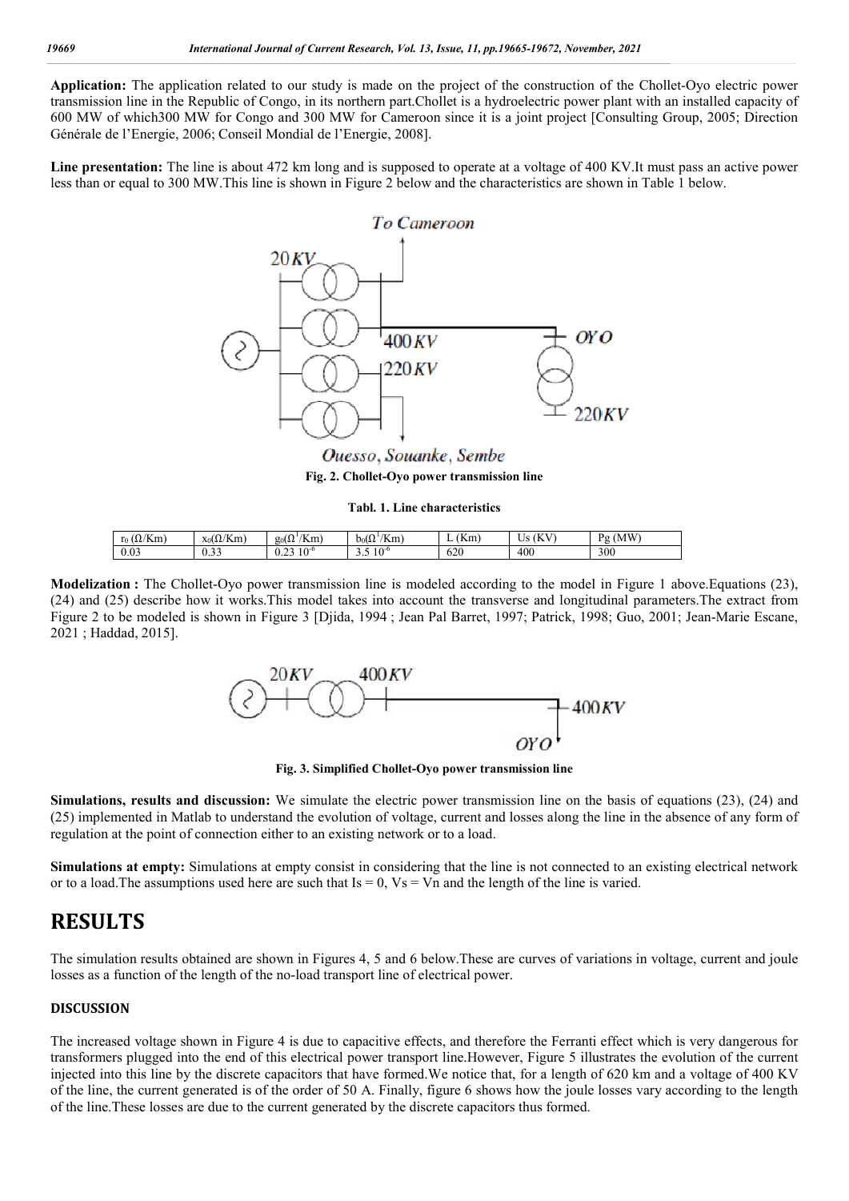**Application:** The application related to our study is made on the project of the construction of the Chollet-Oyo electric power transmission line in the Republic of Congo, in its northern part.Chollet is a hydroelectric power plant with an installed capacity of 600 MW of which300 MW for Congo and 300 MW for Cameroon since it is a joint project [Consulting Group, 2005; Direction Générale de l'Energie, 2006; Conseil Mondial de l'Energie, 2008].

**Line presentation:** The line is about 472 km long and is supposed to operate at a voltage of 400 KV.It must pass an active power less than or equal to 300 MW.This line is shown in Figure 2 below and the characteristics are shown in Table 1 below.

**Fig. 2. Chollet-Oyo power transmission line**

**Tabl. 1. Line characteristics**

| $r_0$ (Ω/Km) | $x_0$(Ω/Km) | $g_0(Ω^{1}/Km)$ | $b_0(Ω^{1}/Km)$ | L (Km) | Us (KV) | Pg (MW) |
|---|---|---|---|---|---|---|
| 0.03 | 0.33 | $0.23\ 10^{-6}$ | $3.5\ 10^{-6}$ | 620 | 400 | 300 |

**Modelization :** The Chollet-Oyo power transmission line is modeled according to the model in Figure 1 above.Equations (23), (24) and (25) describe how it works.This model takes into account the transverse and longitudinal parameters.The extract from Figure 2 to be modeled is shown in Figure 3 [Djida, 1994 ; Jean Pal Barret, 1997; Patrick, 1998; Guo, 2001; Jean-Marie Escane, 2021 ; Haddad, 2015].

**Fig. 3. Simplified Chollet-Oyo power transmission line**

**Simulations, results and discussion:** We simulate the electric power transmission line on the basis of equations (23), (24) and (25) implemented in Matlab to understand the evolution of voltage, current and losses along the line in the absence of any form of regulation at the point of connection either to an existing network or to a load.

**Simulations at empty:** Simulations at empty consist in considering that the line is not connected to an existing electrical network or to a load.The assumptions used here are such that Is = 0, Vs = Vn and the length of the line is varied.

# RESULTS

The simulation results obtained are shown in Figures 4, 5 and 6 below.These are curves of variations in voltage, current and joule losses as a function of the length of the no-load transport line of electrical power.

### DISCUSSION

The increased voltage shown in Figure 4 is due to capacitive effects, and therefore the Ferranti effect which is very dangerous for transformers plugged into the end of this electrical power transport line.However, Figure 5 illustrates the evolution of the current injected into this line by the discrete capacitors that have formed.We notice that, for a length of 620 km and a voltage of 400 KV of the line, the current generated is of the order of 50 A. Finally, figure 6 shows how the joule losses vary according to the length of the line.These losses are due to the current generated by the discrete capacitors thus formed.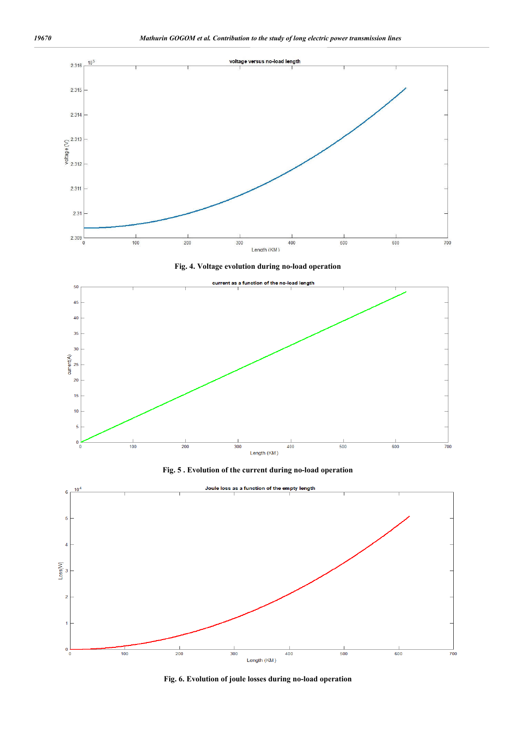Fig. 4. Voltage evolution during no-load operation

Fig. 5 . Evolution of the current during no-load operation

Fig. 6. Evolution of joule losses during no-load operation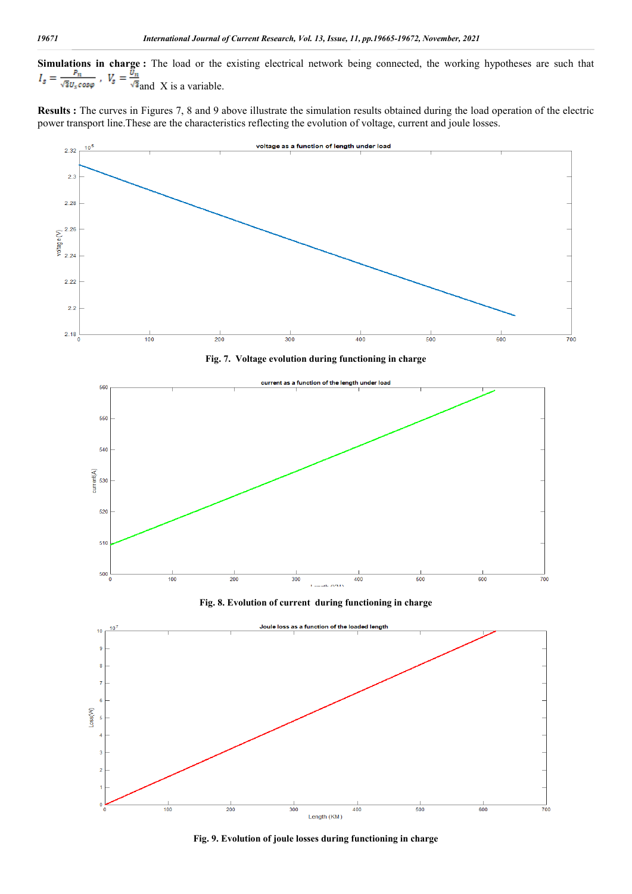**Simulations in charge :** The load or the existing electrical network being connected, the working hypotheses are such that $I_s = \frac{P_{11}}{\sqrt{3}U_s cos\varphi}$ , $V_s = \frac{U_{11}}{\sqrt{3}}$and X is a variable.

**Results :** The curves in Figures 7, 8 and 9 above illustrate the simulation results obtained during the load operation of the electric power transport line.These are the characteristics reflecting the evolution of voltage, current and joule losses.

**Fig. 7. Voltage evolution during functioning in charge**

**Fig. 8. Evolution of current during functioning in charge**

**Fig. 9. Evolution of joule losses during functioning in charge**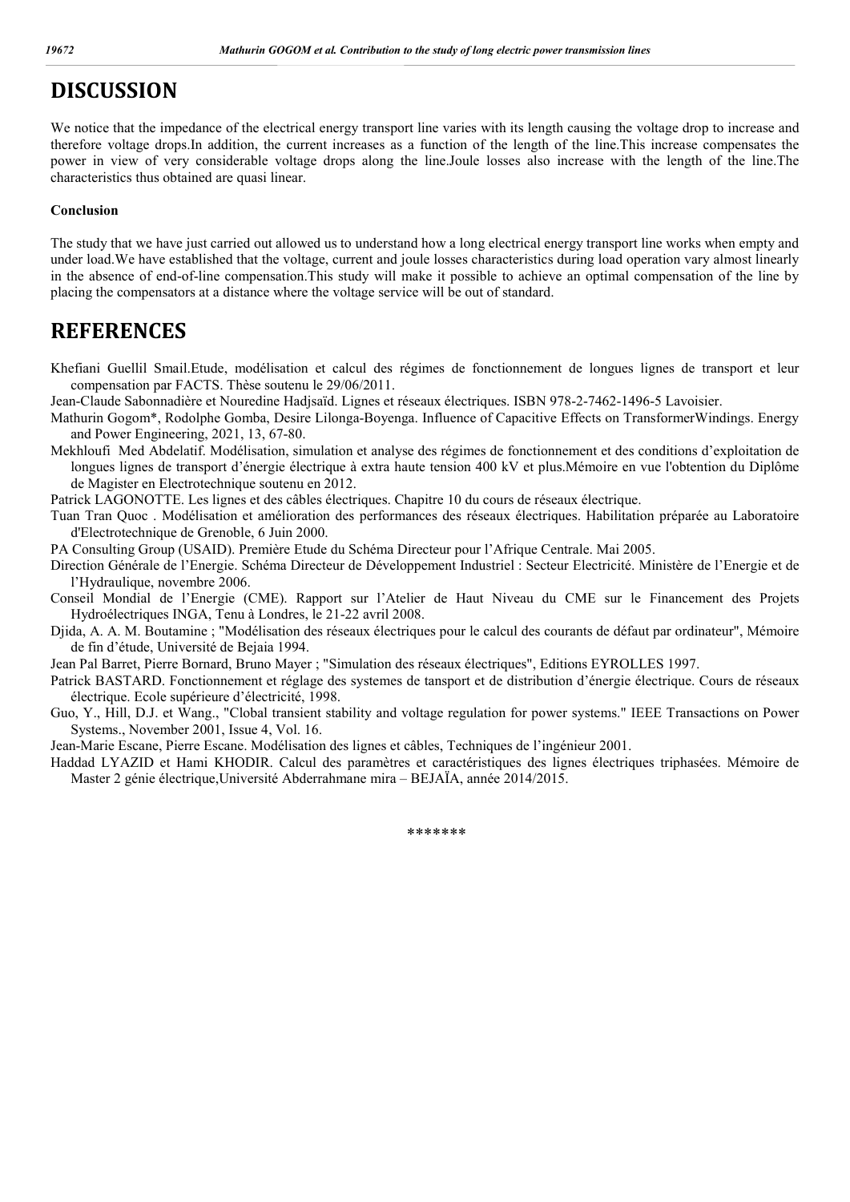## DISCUSSION

We notice that the impedance of the electrical energy transport line varies with its length causing the voltage drop to increase and therefore voltage drops.In addition, the current increases as a function of the length of the line.This increase compensates the power in view of very considerable voltage drops along the line.Joule losses also increase with the length of the line.The characteristics thus obtained are quasi linear.

### Conclusion

The study that we have just carried out allowed us to understand how a long electrical energy transport line works when empty and under load.We have established that the voltage, current and joule losses characteristics during load operation vary almost linearly in the absence of end-of-line compensation.This study will make it possible to achieve an optimal compensation of the line by placing the compensators at a distance where the voltage service will be out of standard.

## REFERENCES

Khefiani Guellil Smail.Etude, modélisation et calcul des régimes de fonctionnement de longues lignes de transport et leur compensation par FACTS. Thèse soutenu le 29/06/2011.

Jean-Claude Sabonnadière et Nouredine Hadjsaïd. Lignes et réseaux électriques. ISBN 978-2-7462-1496-5 Lavoisier.

Mathurin Gogom*, Rodolphe Gomba, Desire Lilonga-Boyenga. Influence of Capacitive Effects on TransformerWindings. Energy and Power Engineering, 2021, 13, 67-80.

Mekhloufi Med Abdelatif. Modélisation, simulation et analyse des régimes de fonctionnement et des conditions d'exploitation de longues lignes de transport d'énergie électrique à extra haute tension 400 kV et plus.Mémoire en vue l'obtention du Diplôme de Magister en Electrotechnique soutenu en 2012.

Patrick LAGONOTTE. Les lignes et des câbles électriques. Chapitre 10 du cours de réseaux électrique.

Tuan Tran Quoc . Modélisation et amélioration des performances des réseaux électriques. Habilitation préparée au Laboratoire d'Electrotechnique de Grenoble, 6 Juin 2000.

PA Consulting Group (USAID). Première Etude du Schéma Directeur pour l'Afrique Centrale. Mai 2005.

Direction Générale de l'Energie. Schéma Directeur de Développement Industriel : Secteur Electricité. Ministère de l'Energie et de l'Hydraulique, novembre 2006.

Conseil Mondial de l'Energie (CME). Rapport sur l'Atelier de Haut Niveau du CME sur le Financement des Projets Hydroélectriques INGA, Tenu à Londres, le 21-22 avril 2008.

Djida, A. A. M. Boutamine ; "Modélisation des réseaux électriques pour le calcul des courants de défaut par ordinateur", Mémoire de fin d'étude, Université de Bejaia 1994.

Jean Pal Barret, Pierre Bornard, Bruno Mayer ; "Simulation des réseaux électriques", Editions EYROLLES 1997.

Patrick BASTARD. Fonctionnement et réglage des systemes de tansport et de distribution d'énergie électrique. Cours de réseaux électrique. Ecole supérieure d'électricité, 1998.

Guo, Y., Hill, D.J. et Wang., "Clobal transient stability and voltage regulation for power systems." IEEE Transactions on Power Systems., November 2001, Issue 4, Vol. 16.

Jean-Marie Escane, Pierre Escane. Modélisation des lignes et câbles, Techniques de l'ingénieur 2001.

Haddad LYAZID et Hami KHODIR. Calcul des paramètres et caractéristiques des lignes électriques triphasées. Mémoire de Master 2 génie électrique,Université Abderrahmane mira – BEJAÏA, année 2014/2015.

*******